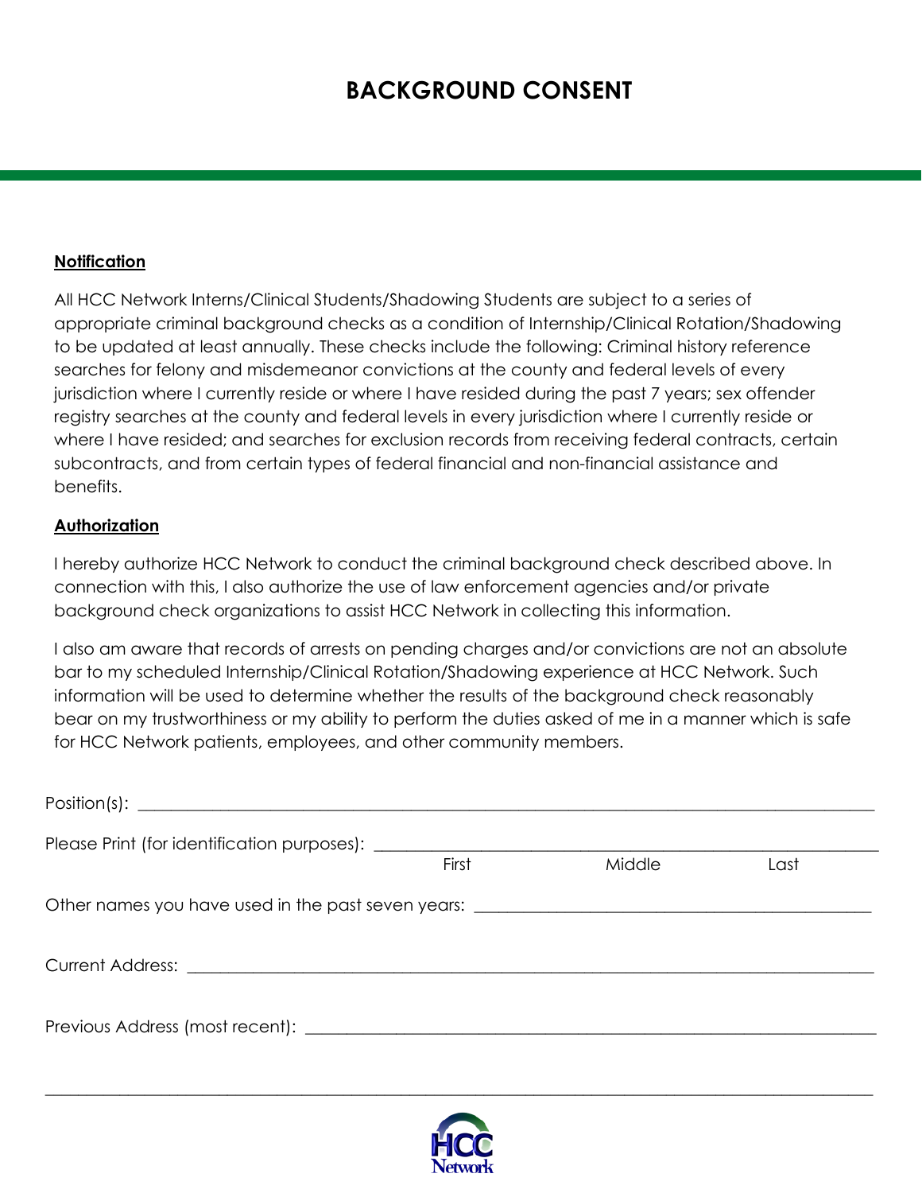# BACKGROUND CONSENT

**Notification**

All HCC Network Interns/Clinical Students/Shadowing Students are subject to a series of appropriate criminal background checks as a condition of Internship/Clinical Rotation/Shadowing to be updated at least annually. These checks include the following: Criminal history reference searches for felony and misdemeanor convictions at the county and federal levels of every jurisdiction where I currently reside or where I have resided during the past 7 years; sex offender registry searches at the county and federal levels in every jurisdiction where I currently reside or where I have resided; and searches for exclusion records from receiving federal contracts, certain subcontracts, and from certain types of federal financial and non-financial assistance and benefits.

**Authorization**

I hereby authorize HCC Network to conduct the criminal background check described above. In connection with this, I also authorize the use of law enforcement agencies and/or private background check organizations to assist HCC Network in collecting this information.

I also am aware that records of arrests on pending charges and/or convictions are not an absolute bar to my scheduled Internship/Clinical Rotation/Shadowing experience at HCC Network. Such information will be used to determine whether the results of the background check reasonably bear on my trustworthiness or my ability to perform the duties asked of me in a manner which is safe for HCC Network patients, employees, and other community members.

Position(s): ______________________________________________

Please Print (for identification purposes): ______________________________
First Middle Last

Other names you have used in the past seven years: ______________________

Current Address: ______________________________________________

Previous Address (most recent): ______________________________________

______________________________________________________________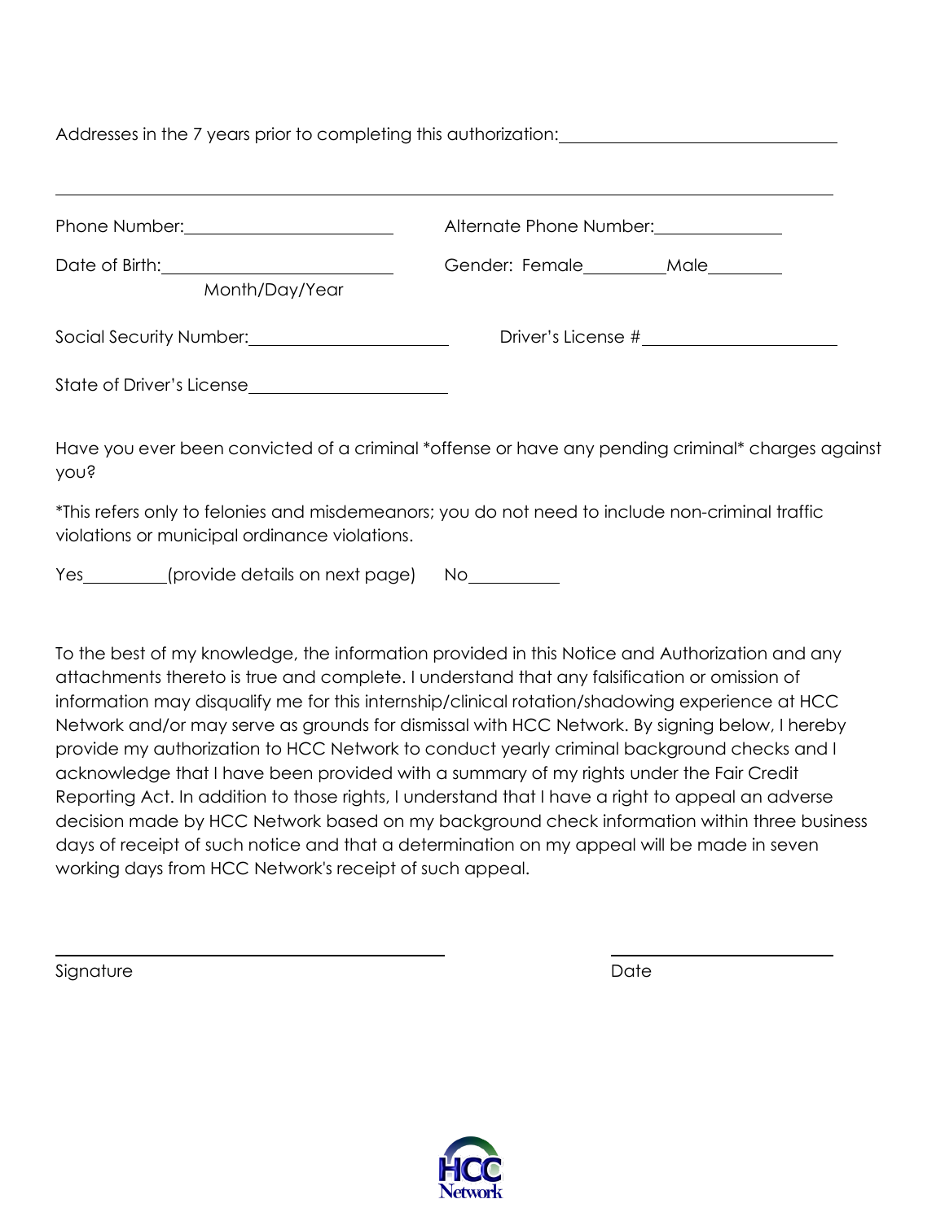Addresses in the 7 years prior to completing this authorization: ______________________________

______________________________________________________________________________

Phone Number: ______________________ Alternate Phone Number: ______________

Date of Birth: ______________________ Gender: Female _________ Male ________
Month/Day/Year

Social Security Number: ______________________ Driver's License # ______________________

State of Driver's License ______________________

Have you ever been convicted of a criminal *offense or have any pending criminal* charges against you?

*This refers only to felonies and misdemeanors; you do not need to include non-criminal traffic violations or municipal ordinance violations.

Yes _________ (provide details on next page) No __________

To the best of my knowledge, the information provided in this Notice and Authorization and any attachments thereto is true and complete. I understand that any falsification or omission of information may disqualify me for this internship/clinical rotation/shadowing experience at HCC Network and/or may serve as grounds for dismissal with HCC Network. By signing below, I hereby provide my authorization to HCC Network to conduct yearly criminal background checks and I acknowledge that I have been provided with a summary of my rights under the Fair Credit Reporting Act. In addition to those rights, I understand that I have a right to appeal an adverse decision made by HCC Network based on my background check information within three business days of receipt of such notice and that a determination on my appeal will be made in seven working days from HCC Network's receipt of such appeal.

______________________________________ ______________________
Signature Date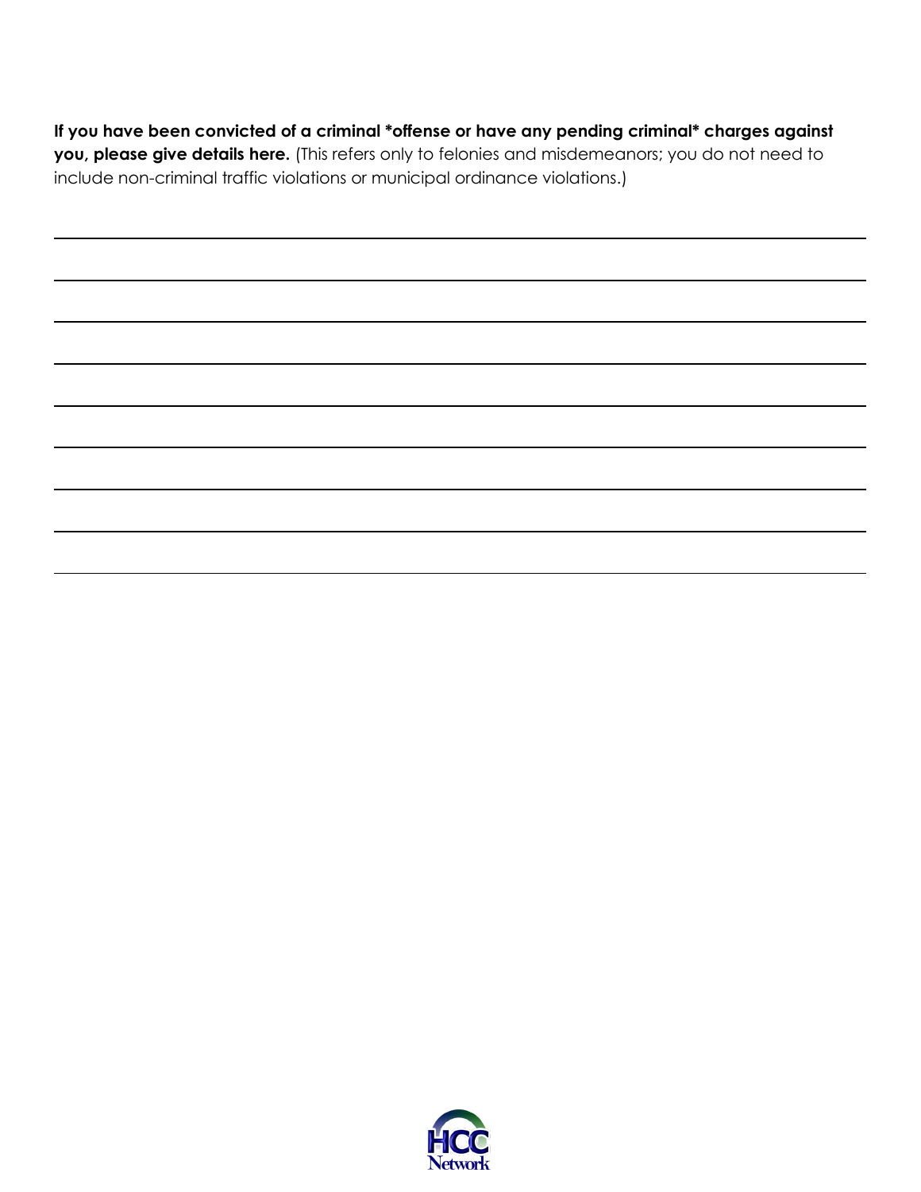**If you have been convicted of a criminal *offense or have any pending criminal* charges against you, please give details here.** (This refers only to felonies and misdemeanors; you do not need to include non-criminal traffic violations or municipal ordinance violations.)

________________________________________________________________________________

________________________________________________________________________________

________________________________________________________________________________

________________________________________________________________________________

________________________________________________________________________________

________________________________________________________________________________

________________________________________________________________________________

________________________________________________________________________________